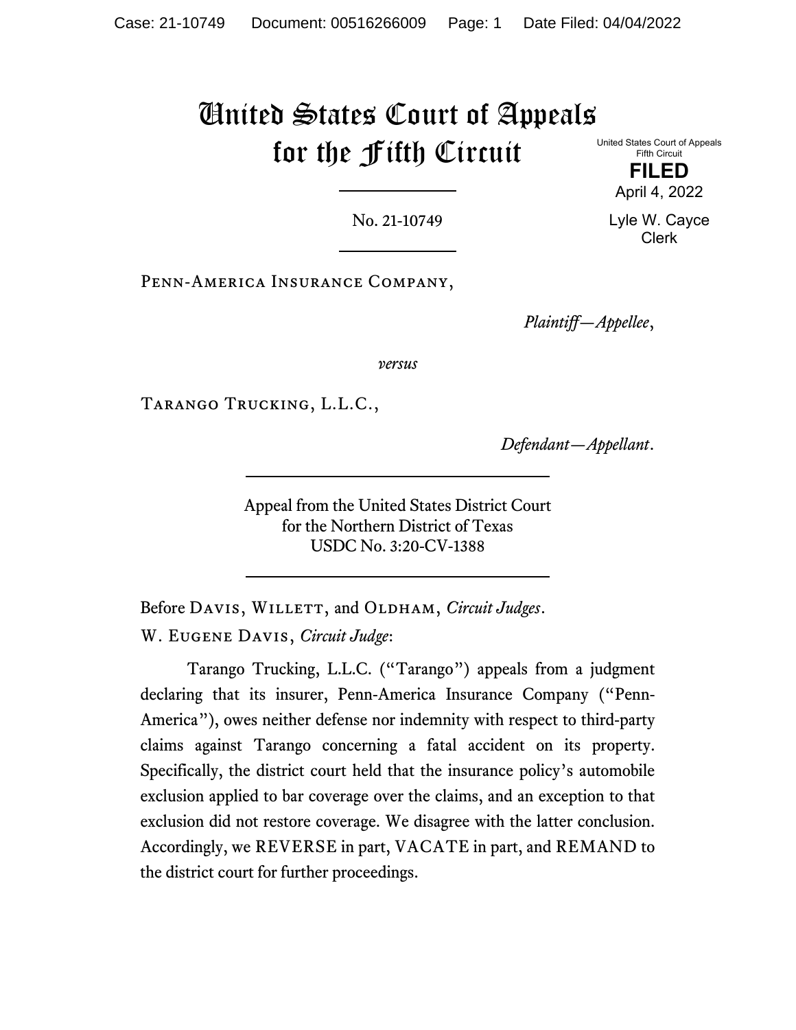# United States Court of Appeals for the Fifth Circuit

United States Court of Appeals
Fifth Circuit

**FILED**

April 4, 2022

Lyle W. Cayce
Clerk

No. 21-10749

Penn-America Insurance Company,

*Plaintiff—Appellee*,

*versus*

Tarango Trucking, L.L.C.,

*Defendant—Appellant*.

Appeal from the United States District Court
for the Northern District of Texas
USDC No. 3:20-CV-1388

Before Davis, Willett, and Oldham, *Circuit Judges*.

W. Eugene Davis, *Circuit Judge*:

Tarango Trucking, L.L.C. ("Tarango") appeals from a judgment declaring that its insurer, Penn-America Insurance Company ("Penn-America"), owes neither defense nor indemnity with respect to third-party claims against Tarango concerning a fatal accident on its property. Specifically, the district court held that the insurance policy's automobile exclusion applied to bar coverage over the claims, and an exception to that exclusion did not restore coverage. We disagree with the latter conclusion. Accordingly, we REVERSE in part, VACATE in part, and REMAND to the district court for further proceedings.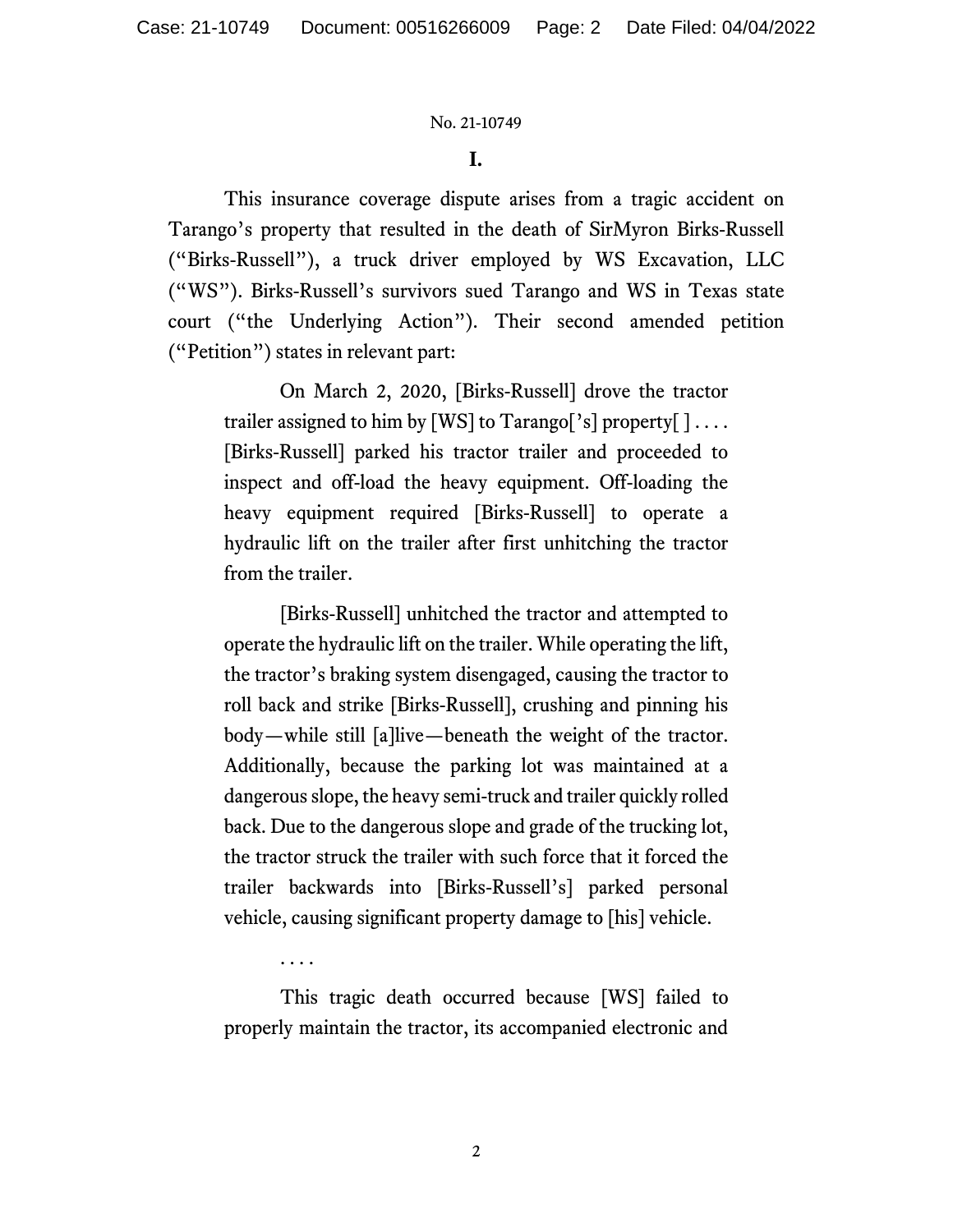## I.

This insurance coverage dispute arises from a tragic accident on Tarango's property that resulted in the death of SirMyron Birks-Russell ("Birks-Russell"), a truck driver employed by WS Excavation, LLC ("WS"). Birks-Russell's survivors sued Tarango and WS in Texas state court ("the Underlying Action"). Their second amended petition ("Petition") states in relevant part:

> On March 2, 2020, [Birks-Russell] drove the tractor trailer assigned to him by [WS] to Tarango['s] property[ ] . . . . [Birks-Russell] parked his tractor trailer and proceeded to inspect and off-load the heavy equipment. Off-loading the heavy equipment required [Birks-Russell] to operate a hydraulic lift on the trailer after first unhitching the tractor from the trailer.
>
> [Birks-Russell] unhitched the tractor and attempted to operate the hydraulic lift on the trailer. While operating the lift, the tractor's braking system disengaged, causing the tractor to roll back and strike [Birks-Russell], crushing and pinning his body—while still [a]live—beneath the weight of the tractor. Additionally, because the parking lot was maintained at a dangerous slope, the heavy semi-truck and trailer quickly rolled back. Due to the dangerous slope and grade of the trucking lot, the tractor struck the trailer with such force that it forced the trailer backwards into [Birks-Russell's] parked personal vehicle, causing significant property damage to [his] vehicle.
>
> . . . .
>
> This tragic death occurred because [WS] failed to properly maintain the tractor, its accompanied electronic and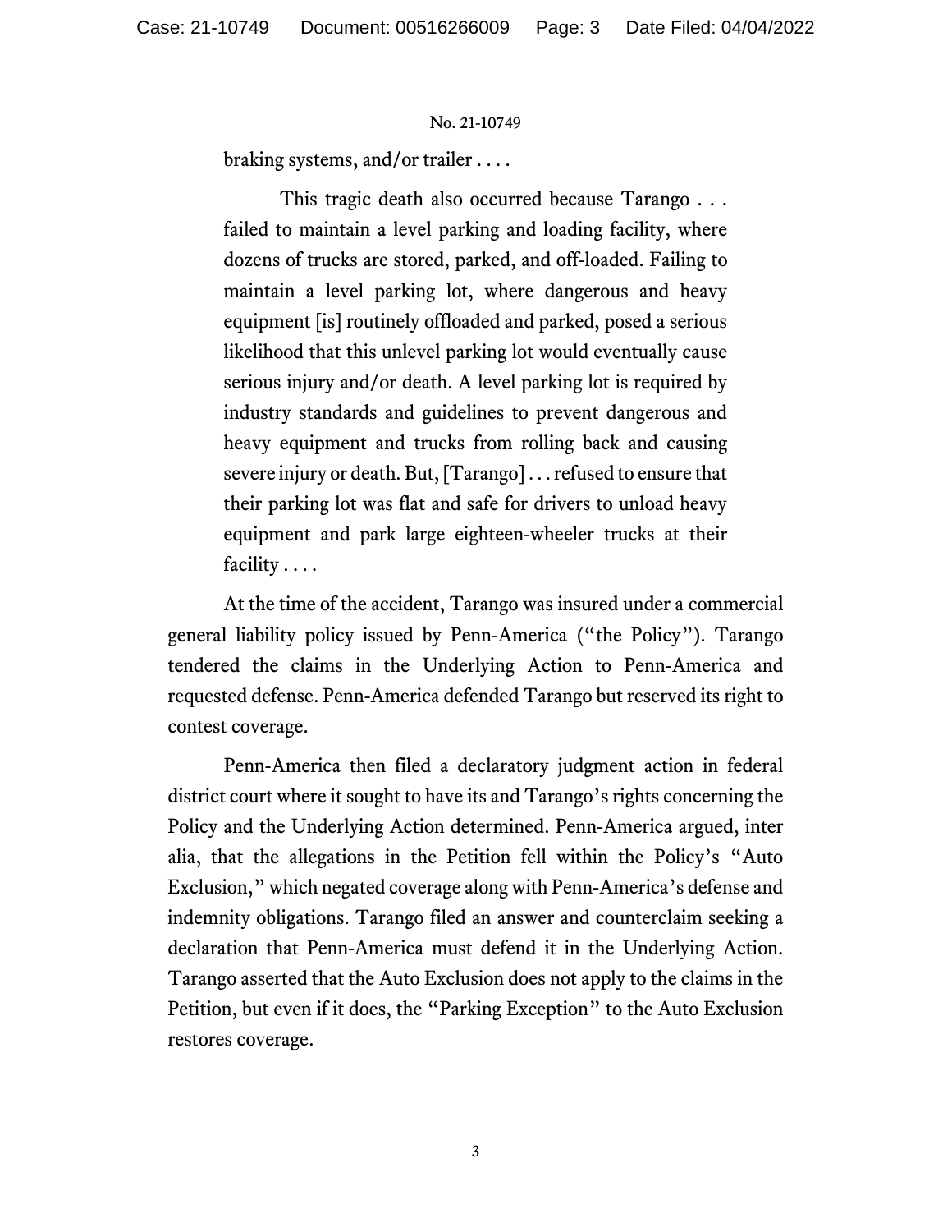braking systems, and/or trailer . . . .

> This tragic death also occurred because Tarango . . . failed to maintain a level parking and loading facility, where dozens of trucks are stored, parked, and off-loaded. Failing to maintain a level parking lot, where dangerous and heavy equipment [is] routinely offloaded and parked, posed a serious likelihood that this unlevel parking lot would eventually cause serious injury and/or death. A level parking lot is required by industry standards and guidelines to prevent dangerous and heavy equipment and trucks from rolling back and causing severe injury or death. But, [Tarango] . . . refused to ensure that their parking lot was flat and safe for drivers to unload heavy equipment and park large eighteen-wheeler trucks at their facility . . . .

At the time of the accident, Tarango was insured under a commercial general liability policy issued by Penn-America ("the Policy"). Tarango tendered the claims in the Underlying Action to Penn-America and requested defense. Penn-America defended Tarango but reserved its right to contest coverage.

Penn-America then filed a declaratory judgment action in federal district court where it sought to have its and Tarango's rights concerning the Policy and the Underlying Action determined. Penn-America argued, inter alia, that the allegations in the Petition fell within the Policy's "Auto Exclusion," which negated coverage along with Penn-America's defense and indemnity obligations. Tarango filed an answer and counterclaim seeking a declaration that Penn-America must defend it in the Underlying Action. Tarango asserted that the Auto Exclusion does not apply to the claims in the Petition, but even if it does, the "Parking Exception" to the Auto Exclusion restores coverage.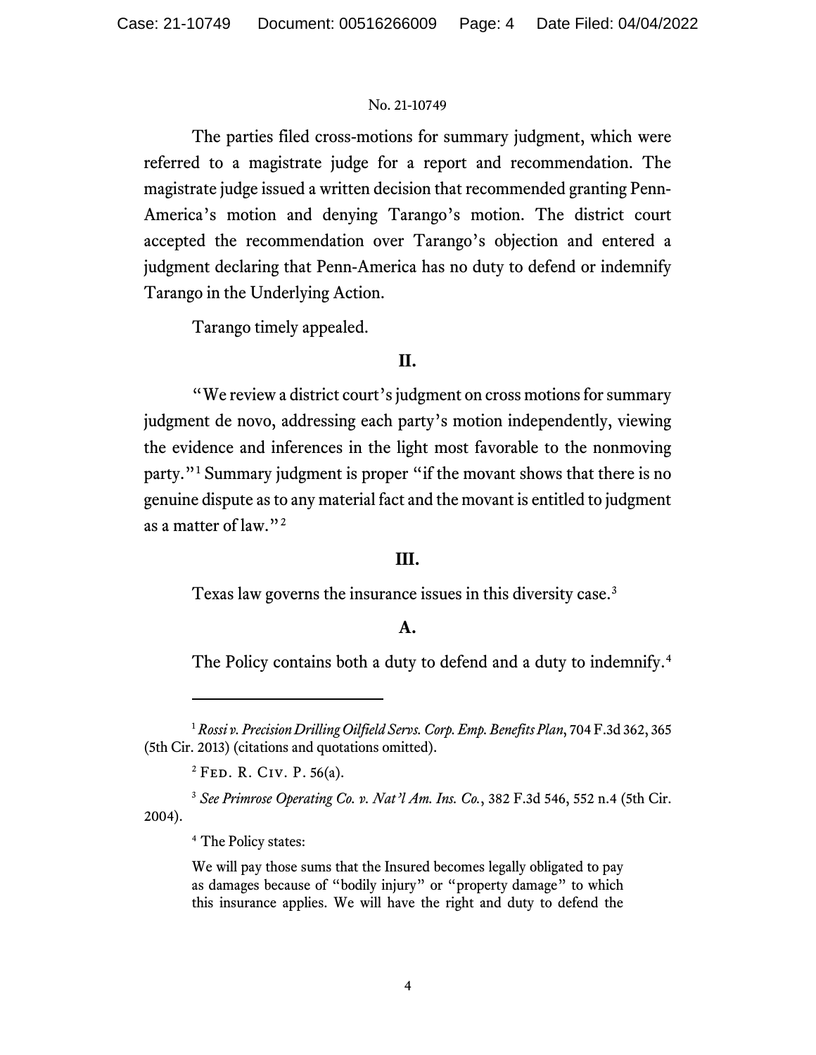The parties filed cross-motions for summary judgment, which were referred to a magistrate judge for a report and recommendation. The magistrate judge issued a written decision that recommended granting Penn-America's motion and denying Tarango's motion. The district court accepted the recommendation over Tarango's objection and entered a judgment declaring that Penn-America has no duty to defend or indemnify Tarango in the Underlying Action.

Tarango timely appealed.

## II.

"We review a district court's judgment on cross motions for summary judgment de novo, addressing each party's motion independently, viewing the evidence and inferences in the light most favorable to the nonmoving party."[1] Summary judgment is proper "if the movant shows that there is no genuine dispute as to any material fact and the movant is entitled to judgment as a matter of law."[2]

## III.

Texas law governs the insurance issues in this diversity case.[3]

### A.

The Policy contains both a duty to defend and a duty to indemnify.[4]

---

[1] *Rossi v. Precision Drilling Oilfield Servs. Corp. Emp. Benefits Plan*, 704 F.3d 362, 365 (5th Cir. 2013) (citations and quotations omitted).

[2] FED. R. CIV. P. 56(a).

[3] *See Primrose Operating Co. v. Nat'l Am. Ins. Co.*, 382 F.3d 546, 552 n.4 (5th Cir. 2004).

[4] The Policy states:

> We will pay those sums that the Insured becomes legally obligated to pay as damages because of "bodily injury" or "property damage" to which this insurance applies. We will have the right and duty to defend the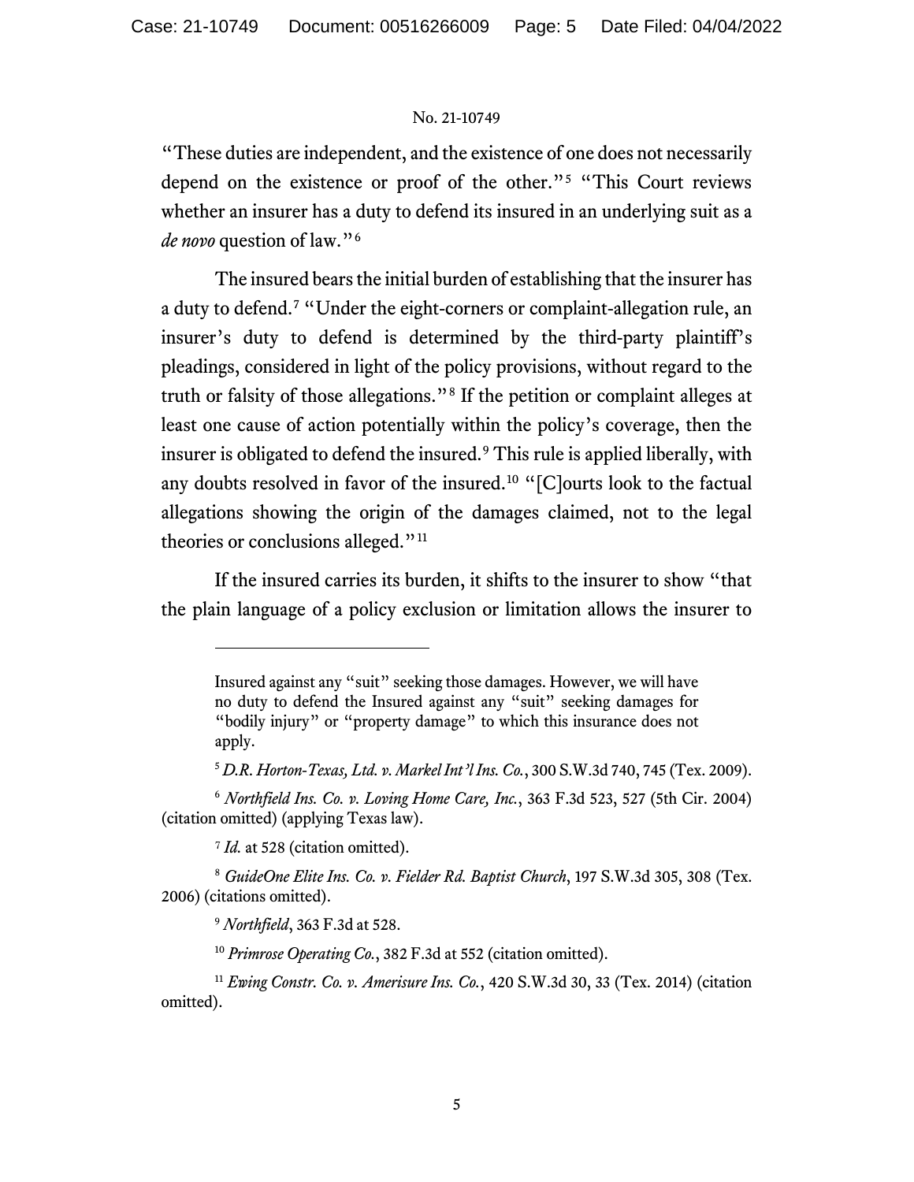"These duties are independent, and the existence of one does not necessarily depend on the existence or proof of the other."[5] "This Court reviews whether an insurer has a duty to defend its insured in an underlying suit as a *de novo* question of law."[6]

The insured bears the initial burden of establishing that the insurer has a duty to defend.[7] "Under the eight-corners or complaint-allegation rule, an insurer's duty to defend is determined by the third-party plaintiff's pleadings, considered in light of the policy provisions, without regard to the truth or falsity of those allegations."[8] If the petition or complaint alleges at least one cause of action potentially within the policy's coverage, then the insurer is obligated to defend the insured.[9] This rule is applied liberally, with any doubts resolved in favor of the insured.[10] "[C]ourts look to the factual allegations showing the origin of the damages claimed, not to the legal theories or conclusions alleged."[11]

If the insured carries its burden, it shifts to the insurer to show "that the plain language of a policy exclusion or limitation allows the insurer to

---

Insured against any "suit" seeking those damages. However, we will have no duty to defend the Insured against any "suit" seeking damages for "bodily injury" or "property damage" to which this insurance does not apply.

[5] *D.R. Horton-Texas, Ltd. v. Markel Int'l Ins. Co.*, 300 S.W.3d 740, 745 (Tex. 2009).

[6] *Northfield Ins. Co. v. Loving Home Care, Inc.*, 363 F.3d 523, 527 (5th Cir. 2004) (citation omitted) (applying Texas law).

[7] *Id.* at 528 (citation omitted).

[8] *GuideOne Elite Ins. Co. v. Fielder Rd. Baptist Church*, 197 S.W.3d 305, 308 (Tex. 2006) (citations omitted).

[9] *Northfield*, 363 F.3d at 528.

[10] *Primrose Operating Co.*, 382 F.3d at 552 (citation omitted).

[11] *Ewing Constr. Co. v. Amerisure Ins. Co.*, 420 S.W.3d 30, 33 (Tex. 2014) (citation omitted).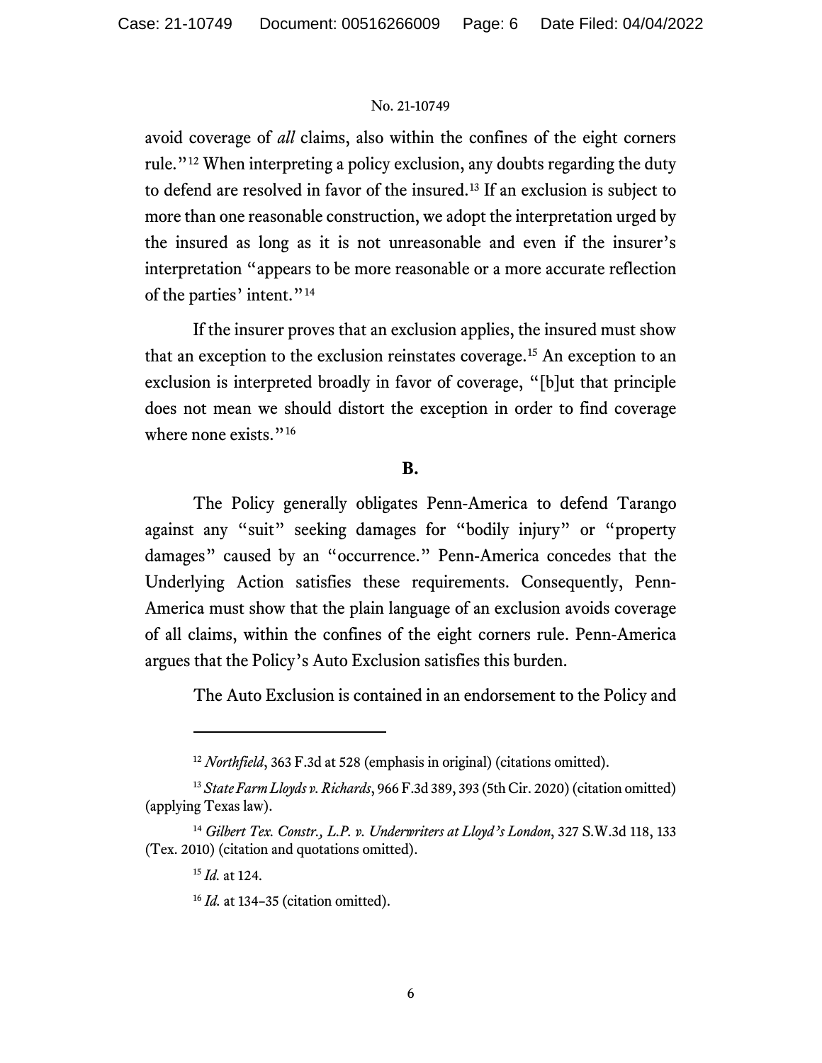avoid coverage of *all* claims, also within the confines of the eight corners rule."[12] When interpreting a policy exclusion, any doubts regarding the duty to defend are resolved in favor of the insured.[13] If an exclusion is subject to more than one reasonable construction, we adopt the interpretation urged by the insured as long as it is not unreasonable and even if the insurer's interpretation "appears to be more reasonable or a more accurate reflection of the parties' intent."[14]

If the insurer proves that an exclusion applies, the insured must show that an exception to the exclusion reinstates coverage.[15] An exception to an exclusion is interpreted broadly in favor of coverage, "[b]ut that principle does not mean we should distort the exception in order to find coverage where none exists."[16]

### B.

The Policy generally obligates Penn-America to defend Tarango against any "suit" seeking damages for "bodily injury" or "property damages" caused by an "occurrence." Penn-America concedes that the Underlying Action satisfies these requirements. Consequently, Penn-America must show that the plain language of an exclusion avoids coverage of all claims, within the confines of the eight corners rule. Penn-America argues that the Policy's Auto Exclusion satisfies this burden.

The Auto Exclusion is contained in an endorsement to the Policy and

---

[12] *Northfield*, 363 F.3d at 528 (emphasis in original) (citations omitted).

[13] *State Farm Lloyds v. Richards*, 966 F.3d 389, 393 (5th Cir. 2020) (citation omitted) (applying Texas law).

[14] *Gilbert Tex. Constr., L.P. v. Underwriters at Lloyd's London*, 327 S.W.3d 118, 133 (Tex. 2010) (citation and quotations omitted).

[15] *Id.* at 124.

[16] *Id.* at 134–35 (citation omitted).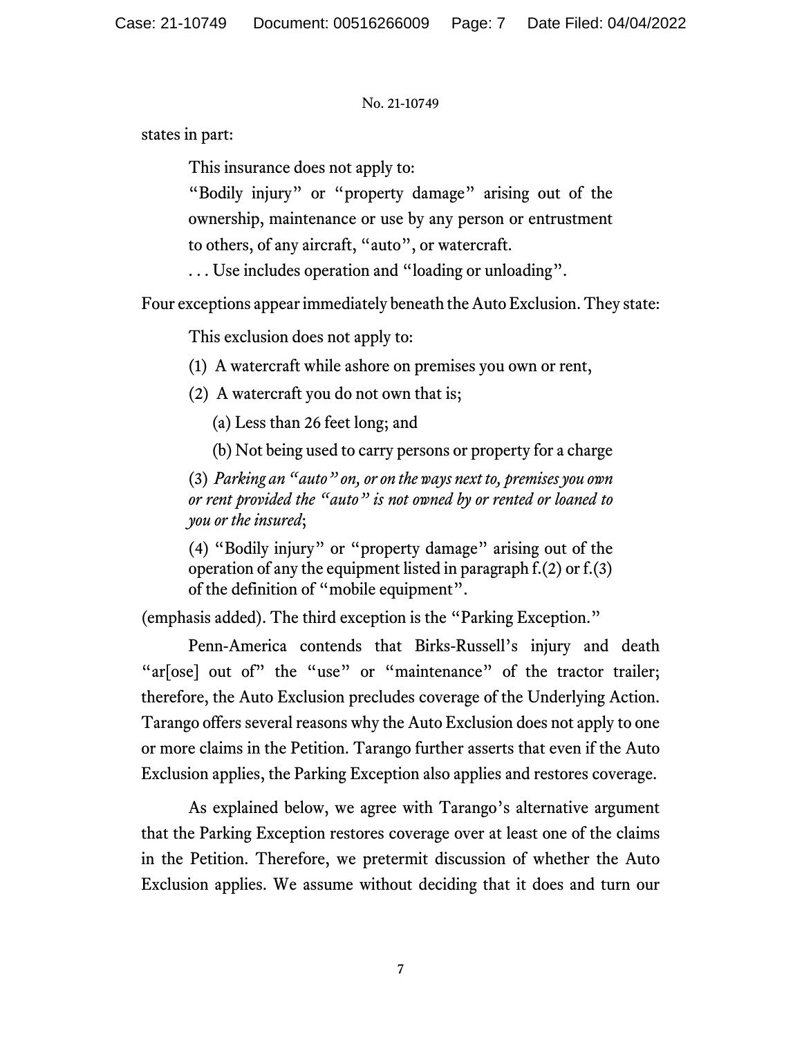states in part:

> This insurance does not apply to:
>
> "Bodily injury" or "property damage" arising out of the ownership, maintenance or use by any person or entrustment to others, of any aircraft, "auto", or watercraft.
>
> . . . Use includes operation and "loading or unloading".

Four exceptions appear immediately beneath the Auto Exclusion. They state:

> This exclusion does not apply to:
>
> (1) A watercraft while ashore on premises you own or rent,
>
> (2) A watercraft you do not own that is;
>
> (a) Less than 26 feet long; and
>
> (b) Not being used to carry persons or property for a charge
>
> (3) *Parking an "auto" on, or on the ways next to, premises you own or rent provided the "auto" is not owned by or rented or loaned to you or the insured*;
>
> (4) "Bodily injury" or "property damage" arising out of the operation of any the equipment listed in paragraph f.(2) or f.(3) of the definition of "mobile equipment".

(emphasis added). The third exception is the "Parking Exception."

Penn-America contends that Birks-Russell's injury and death "ar[ose] out of" the "use" or "maintenance" of the tractor trailer; therefore, the Auto Exclusion precludes coverage of the Underlying Action. Tarango offers several reasons why the Auto Exclusion does not apply to one or more claims in the Petition. Tarango further asserts that even if the Auto Exclusion applies, the Parking Exception also applies and restores coverage.

As explained below, we agree with Tarango's alternative argument that the Parking Exception restores coverage over at least one of the claims in the Petition. Therefore, we pretermit discussion of whether the Auto Exclusion applies. We assume without deciding that it does and turn our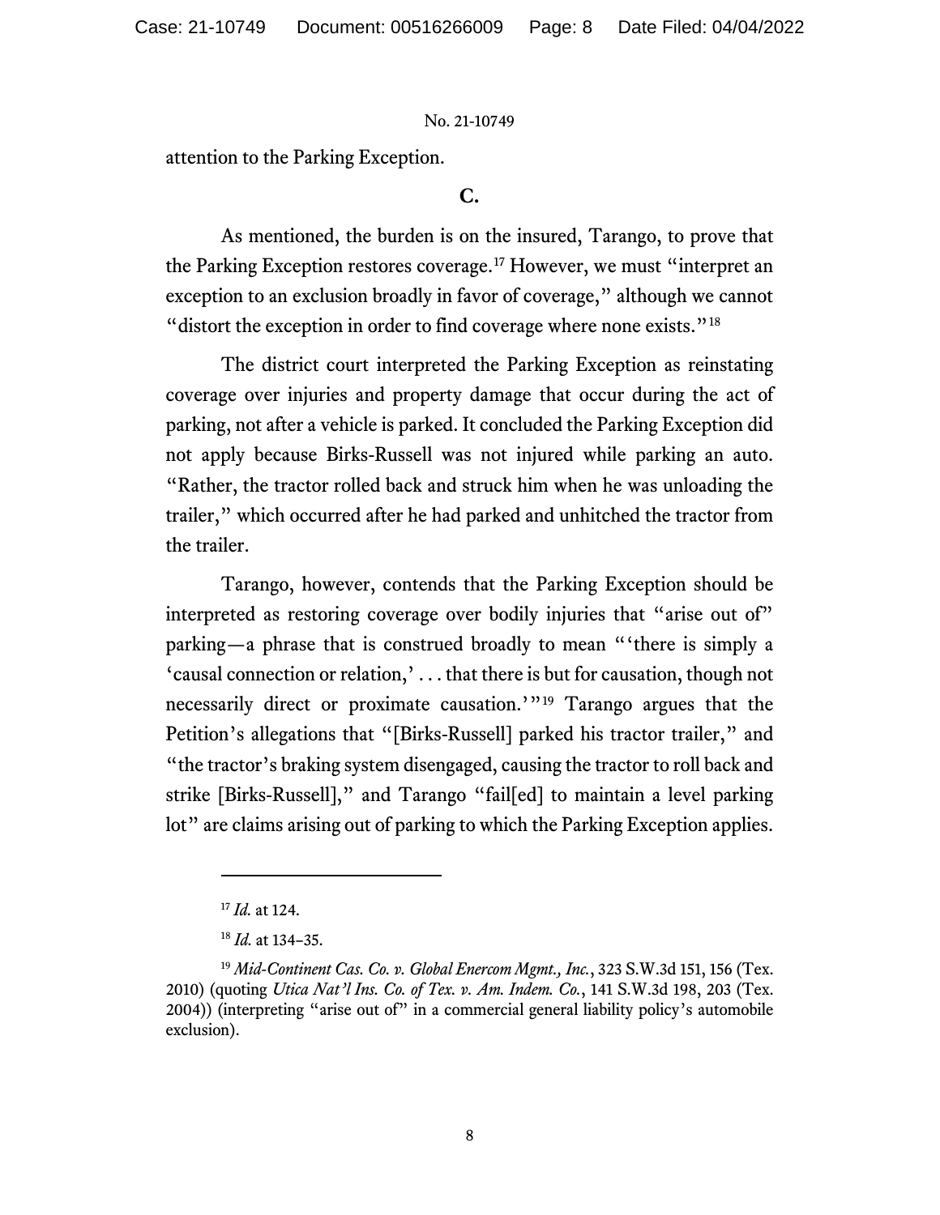attention to the Parking Exception.

### C.

As mentioned, the burden is on the insured, Tarango, to prove that the Parking Exception restores coverage.[17] However, we must "interpret an exception to an exclusion broadly in favor of coverage," although we cannot "distort the exception in order to find coverage where none exists."[18]

The district court interpreted the Parking Exception as reinstating coverage over injuries and property damage that occur during the act of parking, not after a vehicle is parked. It concluded the Parking Exception did not apply because Birks-Russell was not injured while parking an auto. "Rather, the tractor rolled back and struck him when he was unloading the trailer," which occurred after he had parked and unhitched the tractor from the trailer.

Tarango, however, contends that the Parking Exception should be interpreted as restoring coverage over bodily injuries that "arise out of" parking—a phrase that is construed broadly to mean "'there is simply a 'causal connection or relation,' . . . that there is but for causation, though not necessarily direct or proximate causation.'"[19] Tarango argues that the Petition's allegations that "[Birks-Russell] parked his tractor trailer," and "the tractor's braking system disengaged, causing the tractor to roll back and strike [Birks-Russell]," and Tarango "fail[ed] to maintain a level parking lot" are claims arising out of parking to which the Parking Exception applies.

---

[17] *Id.* at 124.

[18] *Id.* at 134–35.

[19] *Mid-Continent Cas. Co. v. Global Enercom Mgmt., Inc.*, 323 S.W.3d 151, 156 (Tex. 2010) (quoting *Utica Nat'l Ins. Co. of Tex. v. Am. Indem. Co.*, 141 S.W.3d 198, 203 (Tex. 2004)) (interpreting "arise out of" in a commercial general liability policy's automobile exclusion).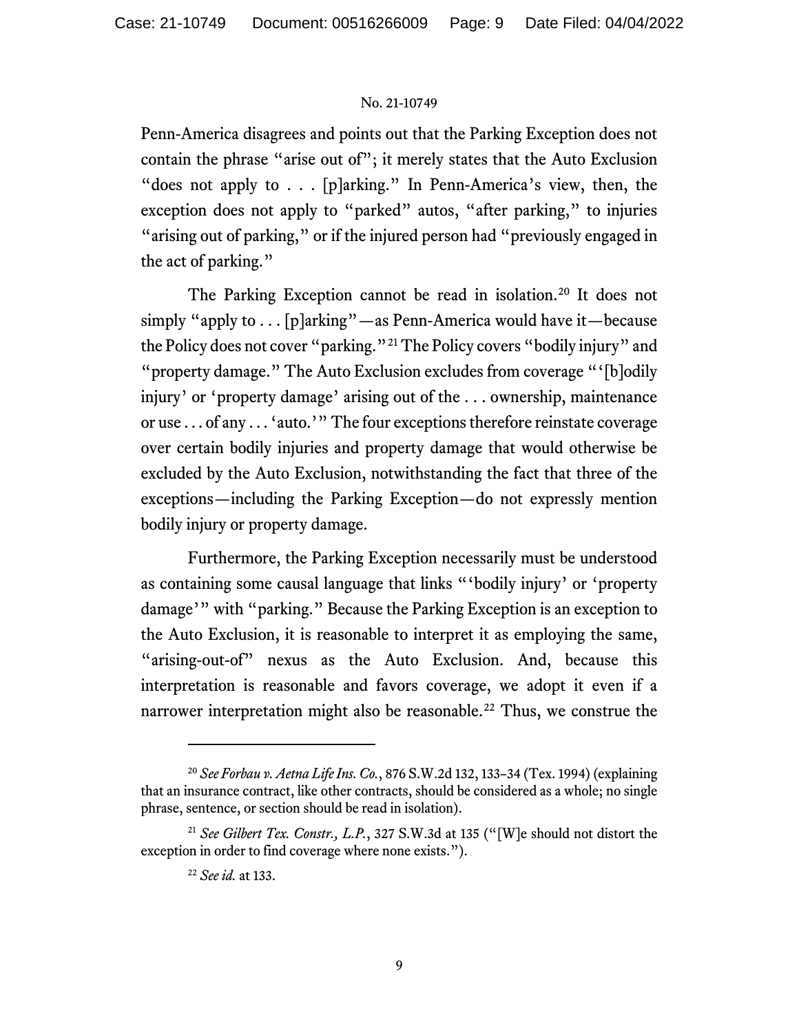Penn-America disagrees and points out that the Parking Exception does not contain the phrase "arise out of"; it merely states that the Auto Exclusion "does not apply to . . . [p]arking." In Penn-America's view, then, the exception does not apply to "parked" autos, "after parking," to injuries "arising out of parking," or if the injured person had "previously engaged in the act of parking."

The Parking Exception cannot be read in isolation.[20] It does not simply "apply to . . . [p]arking"—as Penn-America would have it—because the Policy does not cover "parking."[21] The Policy covers "bodily injury" and "property damage." The Auto Exclusion excludes from coverage "'[b]odily injury' or 'property damage' arising out of the . . . ownership, maintenance or use . . . of any . . . 'auto.'" The four exceptions therefore reinstate coverage over certain bodily injuries and property damage that would otherwise be excluded by the Auto Exclusion, notwithstanding the fact that three of the exceptions—including the Parking Exception—do not expressly mention bodily injury or property damage.

Furthermore, the Parking Exception necessarily must be understood as containing some causal language that links "'bodily injury' or 'property damage'" with "parking." Because the Parking Exception is an exception to the Auto Exclusion, it is reasonable to interpret it as employing the same, "arising-out-of" nexus as the Auto Exclusion. And, because this interpretation is reasonable and favors coverage, we adopt it even if a narrower interpretation might also be reasonable.[22] Thus, we construe the

---

[20] *See Forbau v. Aetna Life Ins. Co.*, 876 S.W.2d 132, 133–34 (Tex. 1994) (explaining that an insurance contract, like other contracts, should be considered as a whole; no single phrase, sentence, or section should be read in isolation).

[21] *See Gilbert Tex. Constr., L.P.*, 327 S.W.3d at 135 ("[W]e should not distort the exception in order to find coverage where none exists.").

[22] *See id.* at 133.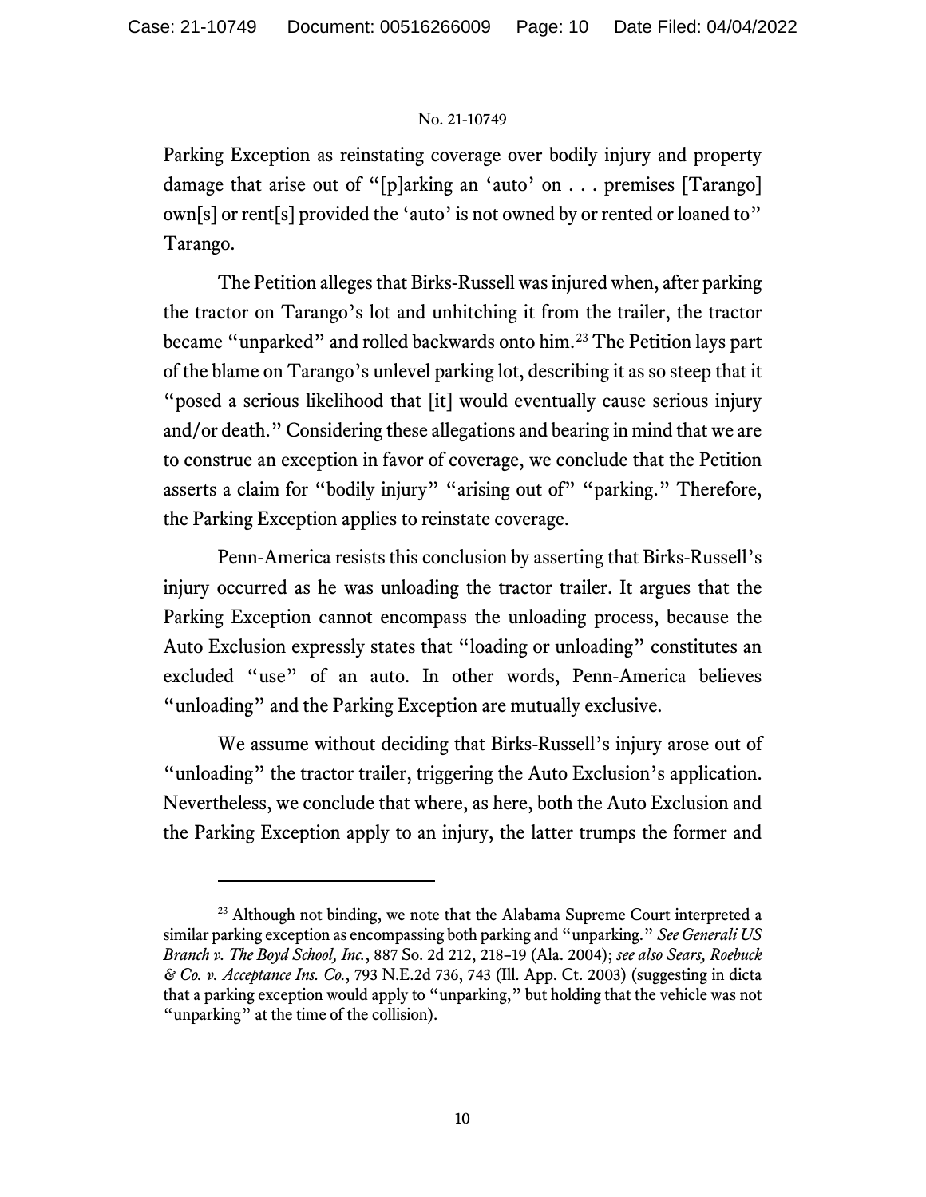Parking Exception as reinstating coverage over bodily injury and property damage that arise out of "[p]arking an 'auto' on . . . premises [Tarango] own[s] or rent[s] provided the 'auto' is not owned by or rented or loaned to" Tarango.

The Petition alleges that Birks-Russell was injured when, after parking the tractor on Tarango's lot and unhitching it from the trailer, the tractor became "unparked" and rolled backwards onto him.[23] The Petition lays part of the blame on Tarango's unlevel parking lot, describing it as so steep that it "posed a serious likelihood that [it] would eventually cause serious injury and/or death." Considering these allegations and bearing in mind that we are to construe an exception in favor of coverage, we conclude that the Petition asserts a claim for "bodily injury" "arising out of" "parking." Therefore, the Parking Exception applies to reinstate coverage.

Penn-America resists this conclusion by asserting that Birks-Russell's injury occurred as he was unloading the tractor trailer. It argues that the Parking Exception cannot encompass the unloading process, because the Auto Exclusion expressly states that "loading or unloading" constitutes an excluded "use" of an auto. In other words, Penn-America believes "unloading" and the Parking Exception are mutually exclusive.

We assume without deciding that Birks-Russell's injury arose out of "unloading" the tractor trailer, triggering the Auto Exclusion's application. Nevertheless, we conclude that where, as here, both the Auto Exclusion and the Parking Exception apply to an injury, the latter trumps the former and

---

[23] Although not binding, we note that the Alabama Supreme Court interpreted a similar parking exception as encompassing both parking and "unparking." *See Generali US Branch v. The Boyd School, Inc.*, 887 So. 2d 212, 218–19 (Ala. 2004); *see also Sears, Roebuck & Co. v. Acceptance Ins. Co.*, 793 N.E.2d 736, 743 (Ill. App. Ct. 2003) (suggesting in dicta that a parking exception would apply to "unparking," but holding that the vehicle was not "unparking" at the time of the collision).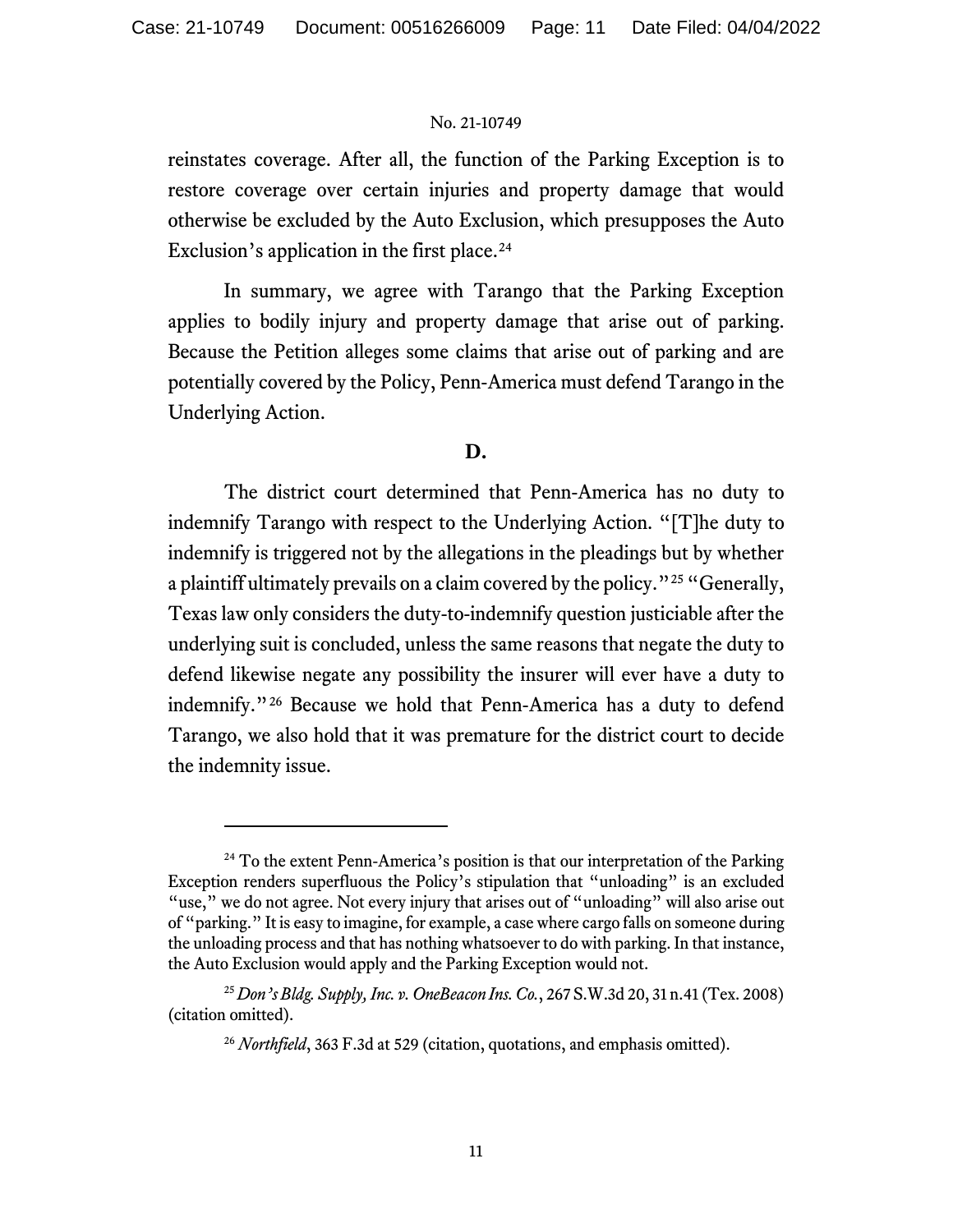reinstates coverage. After all, the function of the Parking Exception is to restore coverage over certain injuries and property damage that would otherwise be excluded by the Auto Exclusion, which presupposes the Auto Exclusion's application in the first place.[24]

In summary, we agree with Tarango that the Parking Exception applies to bodily injury and property damage that arise out of parking. Because the Petition alleges some claims that arise out of parking and are potentially covered by the Policy, Penn-America must defend Tarango in the Underlying Action.

**D.**

The district court determined that Penn-America has no duty to indemnify Tarango with respect to the Underlying Action. "[T]he duty to indemnify is triggered not by the allegations in the pleadings but by whether a plaintiff ultimately prevails on a claim covered by the policy."[25] "Generally, Texas law only considers the duty-to-indemnify question justiciable after the underlying suit is concluded, unless the same reasons that negate the duty to defend likewise negate any possibility the insurer will ever have a duty to indemnify."[26] Because we hold that Penn-America has a duty to defend Tarango, we also hold that it was premature for the district court to decide the indemnity issue.

---

[24] To the extent Penn-America's position is that our interpretation of the Parking Exception renders superfluous the Policy's stipulation that "unloading" is an excluded "use," we do not agree. Not every injury that arises out of "unloading" will also arise out of "parking." It is easy to imagine, for example, a case where cargo falls on someone during the unloading process and that has nothing whatsoever to do with parking. In that instance, the Auto Exclusion would apply and the Parking Exception would not.

[25] *Don's Bldg. Supply, Inc. v. OneBeacon Ins. Co.*, 267 S.W.3d 20, 31 n.41 (Tex. 2008) (citation omitted).

[26] *Northfield*, 363 F.3d at 529 (citation, quotations, and emphasis omitted).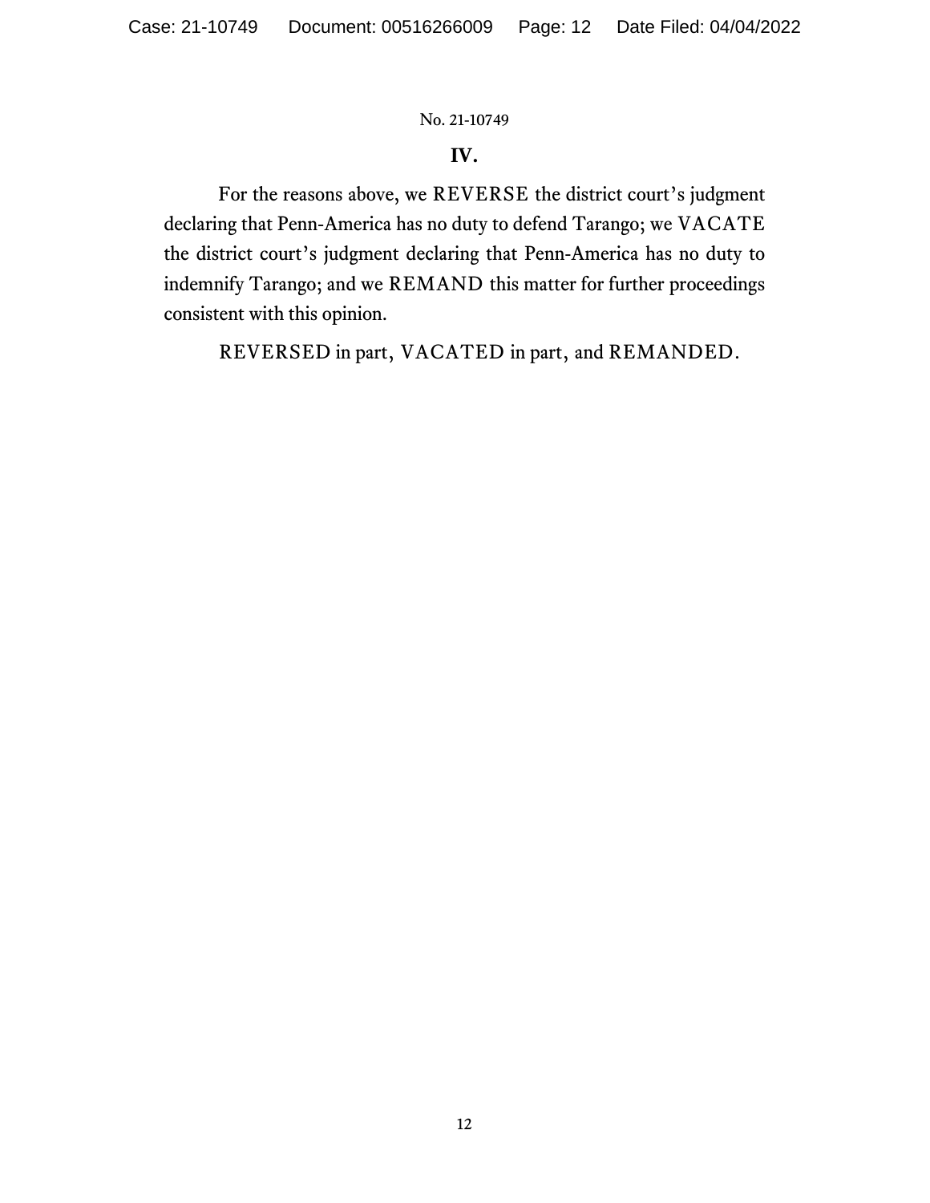## IV.

For the reasons above, we REVERSE the district court's judgment declaring that Penn-America has no duty to defend Tarango; we VACATE the district court's judgment declaring that Penn-America has no duty to indemnify Tarango; and we REMAND this matter for further proceedings consistent with this opinion.

REVERSED in part, VACATED in part, and REMANDED.